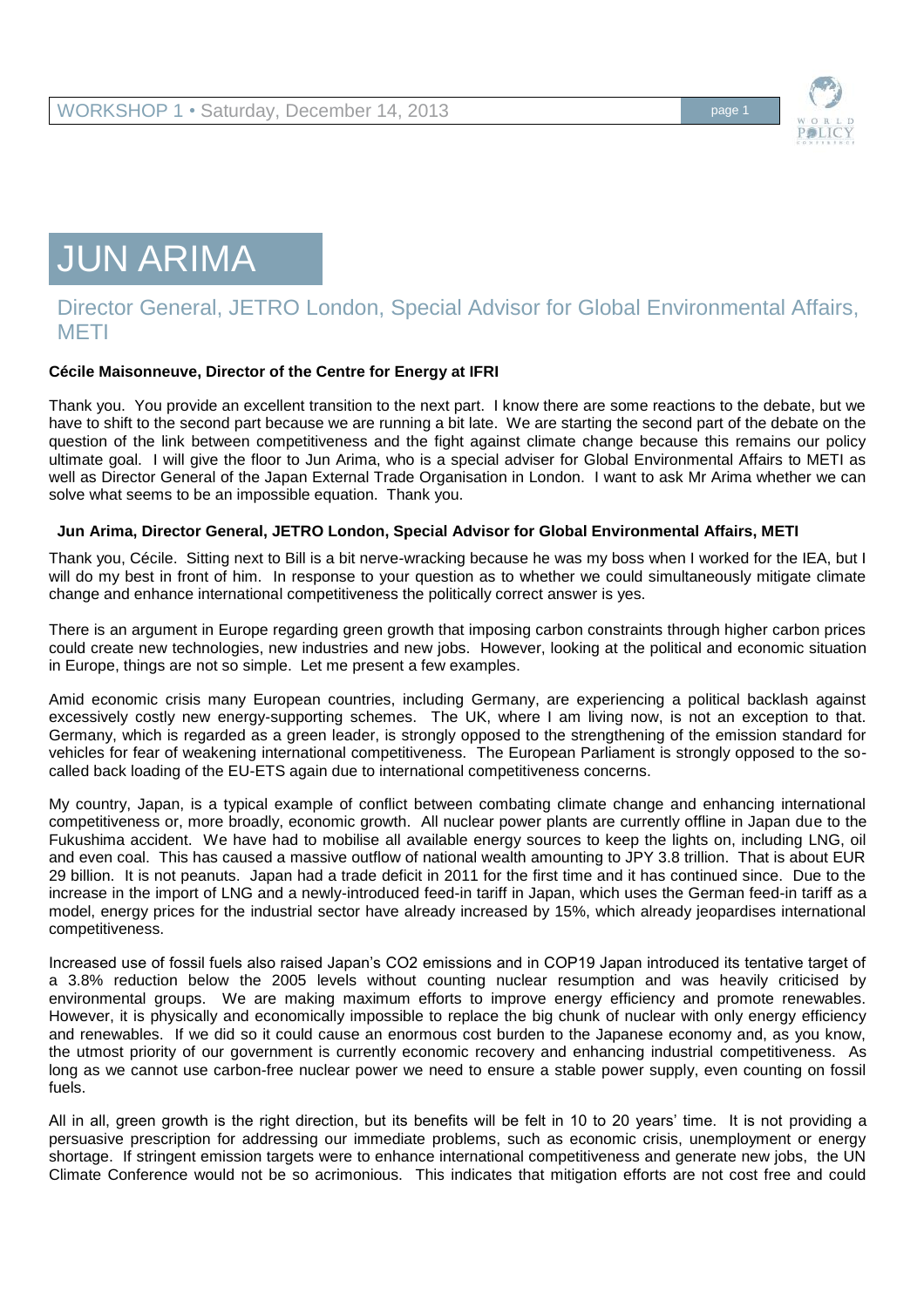# JUN ARIMA

## Director General, JETRO London, Special Advisor for Global Environmental Affairs, METI

**Cécile Maisonneuve, Director of the Centre for Energy at IFRI**

Thank you. You provide an excellent transition to the next part. I know there are some reactions to the debate, but we have to shift to the second part because we are running a bit late. We are starting the second part of the debate on the question of the link between competitiveness and the fight against climate change because this remains our policy ultimate goal. I will give the floor to Jun Arima, who is a special adviser for Global Environmental Affairs to METI as well as Director General of the Japan External Trade Organisation in London. I want to ask Mr Arima whether we can solve what seems to be an impossible equation. Thank you.

**Jun Arima, Director General, JETRO London, Special Advisor for Global Environmental Affairs, METI**

Thank you, Cécile. Sitting next to Bill is a bit nerve-wracking because he was my boss when I worked for the IEA, but I will do my best in front of him. In response to your question as to whether we could simultaneously mitigate climate change and enhance international competitiveness the politically correct answer is yes.

There is an argument in Europe regarding green growth that imposing carbon constraints through higher carbon prices could create new technologies, new industries and new jobs. However, looking at the political and economic situation in Europe, things are not so simple. Let me present a few examples.

Amid economic crisis many European countries, including Germany, are experiencing a political backlash against excessively costly new energy-supporting schemes. The UK, where I am living now, is not an exception to that. Germany, which is regarded as a green leader, is strongly opposed to the strengthening of the emission standard for vehicles for fear of weakening international competitiveness. The European Parliament is strongly opposed to the so-called back loading of the EU-ETS again due to international competitiveness concerns.

My country, Japan, is a typical example of conflict between combating climate change and enhancing international competitiveness or, more broadly, economic growth. All nuclear power plants are currently offline in Japan due to the Fukushima accident. We have had to mobilise all available energy sources to keep the lights on, including LNG, oil and even coal. This has caused a massive outflow of national wealth amounting to JPY 3.8 trillion. That is about EUR 29 billion. It is not peanuts. Japan had a trade deficit in 2011 for the first time and it has continued since. Due to the increase in the import of LNG and a newly-introduced feed-in tariff in Japan, which uses the German feed-in tariff as a model, energy prices for the industrial sector have already increased by 15%, which already jeopardises international competitiveness.

Increased use of fossil fuels also raised Japan's $CO_2$ emissions and in COP19 Japan introduced its tentative target of a 3.8% reduction below the 2005 levels without counting nuclear resumption and was heavily criticised by environmental groups. We are making maximum efforts to improve energy efficiency and promote renewables. However, it is physically and economically impossible to replace the big chunk of nuclear with only energy efficiency and renewables. If we did so it could cause an enormous cost burden to the Japanese economy and, as you know, the utmost priority of our government is currently economic recovery and enhancing industrial competitiveness. As long as we cannot use carbon-free nuclear power we need to ensure a stable power supply, even counting on fossil fuels.

All in all, green growth is the right direction, but its benefits will be felt in 10 to 20 years' time. It is not providing a persuasive prescription for addressing our immediate problems, such as economic crisis, unemployment or energy shortage. If stringent emission targets were to enhance international competitiveness and generate new jobs, the UN Climate Conference would not be so acrimonious. This indicates that mitigation efforts are not cost free and could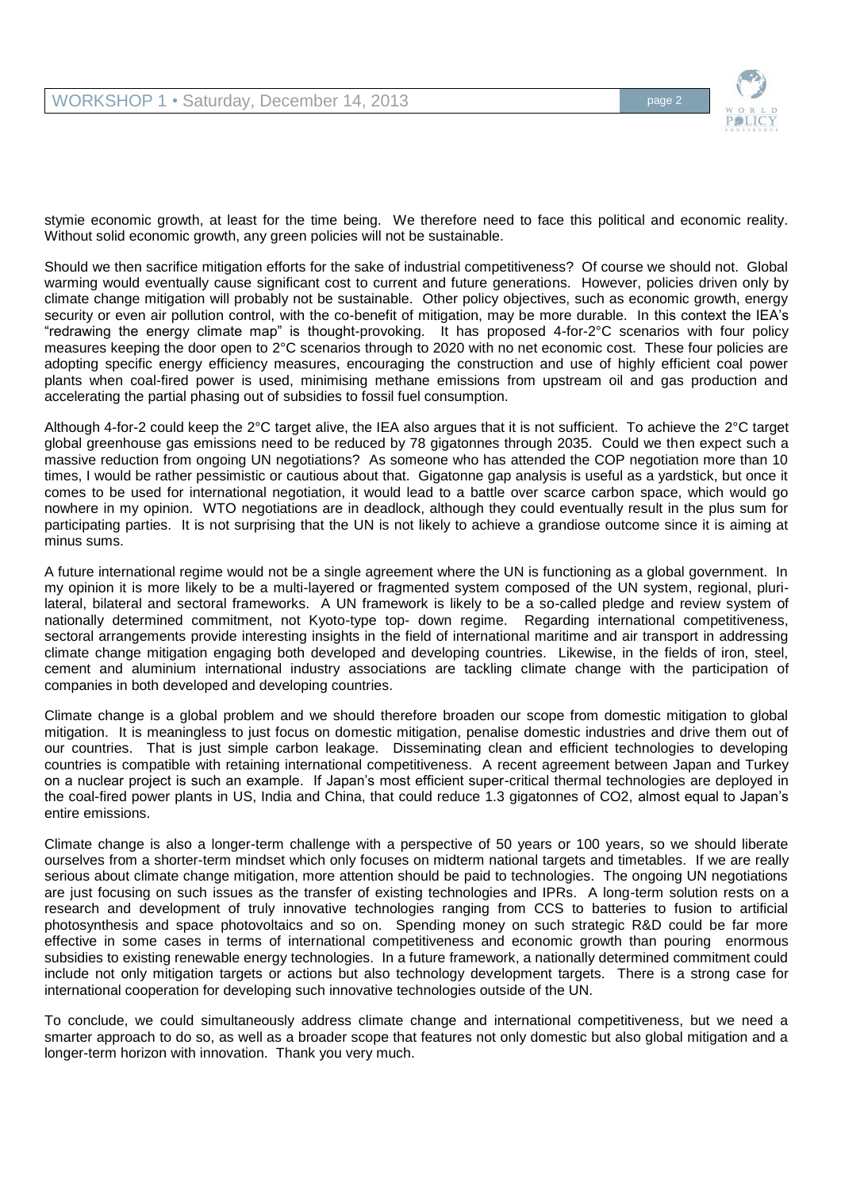stymie economic growth, at least for the time being. We therefore need to face this political and economic reality. Without solid economic growth, any green policies will not be sustainable.

Should we then sacrifice mitigation efforts for the sake of industrial competitiveness? Of course we should not. Global warming would eventually cause significant cost to current and future generations. However, policies driven only by climate change mitigation will probably not be sustainable. Other policy objectives, such as economic growth, energy security or even air pollution control, with the co-benefit of mitigation, may be more durable. In this context the IEA's "redrawing the energy climate map" is thought-provoking. It has proposed 4-for-2°C scenarios with four policy measures keeping the door open to 2°C scenarios through to 2020 with no net economic cost. These four policies are adopting specific energy efficiency measures, encouraging the construction and use of highly efficient coal power plants when coal-fired power is used, minimising methane emissions from upstream oil and gas production and accelerating the partial phasing out of subsidies to fossil fuel consumption.

Although 4-for-2 could keep the 2°C target alive, the IEA also argues that it is not sufficient. To achieve the 2°C target global greenhouse gas emissions need to be reduced by 78 gigatonnes through 2035. Could we then expect such a massive reduction from ongoing UN negotiations? As someone who has attended the COP negotiation more than 10 times, I would be rather pessimistic or cautious about that. Gigatonne gap analysis is useful as a yardstick, but once it comes to be used for international negotiation, it would lead to a battle over scarce carbon space, which would go nowhere in my opinion. WTO negotiations are in deadlock, although they could eventually result in the plus sum for participating parties. It is not surprising that the UN is not likely to achieve a grandiose outcome since it is aiming at minus sums.

A future international regime would not be a single agreement where the UN is functioning as a global government. In my opinion it is more likely to be a multi-layered or fragmented system composed of the UN system, regional, plurilateral, bilateral and sectoral frameworks. A UN framework is likely to be a so-called pledge and review system of nationally determined commitment, not Kyoto-type top- down regime. Regarding international competitiveness, sectoral arrangements provide interesting insights in the field of international maritime and air transport in addressing climate change mitigation engaging both developed and developing countries. Likewise, in the fields of iron, steel, cement and aluminium international industry associations are tackling climate change with the participation of companies in both developed and developing countries.

Climate change is a global problem and we should therefore broaden our scope from domestic mitigation to global mitigation. It is meaningless to just focus on domestic mitigation, penalise domestic industries and drive them out of our countries. That is just simple carbon leakage. Disseminating clean and efficient technologies to developing countries is compatible with retaining international competitiveness. A recent agreement between Japan and Turkey on a nuclear project is such an example. If Japan's most efficient super-critical thermal technologies are deployed in the coal-fired power plants in US, India and China, that could reduce 1.3 gigatonnes of $CO_2$, almost equal to Japan's entire emissions.

Climate change is also a longer-term challenge with a perspective of 50 years or 100 years, so we should liberate ourselves from a shorter-term mindset which only focuses on midterm national targets and timetables. If we are really serious about climate change mitigation, more attention should be paid to technologies. The ongoing UN negotiations are just focusing on such issues as the transfer of existing technologies and IPRs. A long-term solution rests on a research and development of truly innovative technologies ranging from CCS to batteries to fusion to artificial photosynthesis and space photovoltaics and so on. Spending money on such strategic R&D could be far more effective in some cases in terms of international competitiveness and economic growth than pouring enormous subsidies to existing renewable energy technologies. In a future framework, a nationally determined commitment could include not only mitigation targets or actions but also technology development targets. There is a strong case for international cooperation for developing such innovative technologies outside of the UN.

To conclude, we could simultaneously address climate change and international competitiveness, but we need a smarter approach to do so, as well as a broader scope that features not only domestic but also global mitigation and a longer-term horizon with innovation. Thank you very much.